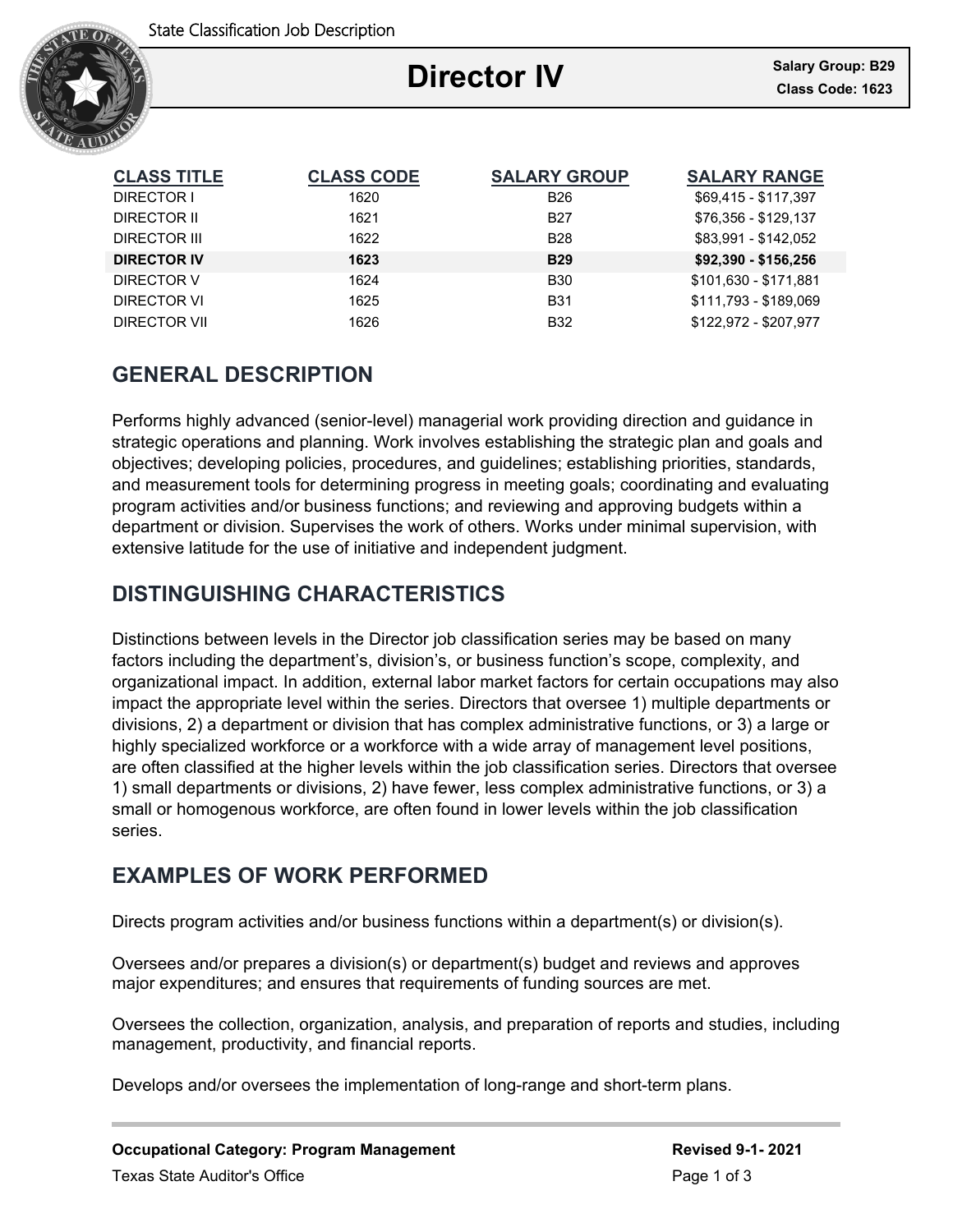State Classification Job Description

# Director IV

**Salary Group: B29**
**Class Code: 1623**

| CLASS TITLE | CLASS CODE | SALARY GROUP | SALARY RANGE |
|---|---|---|---|
| DIRECTOR I | 1620 | B26 | $69,415 - $117,397 |
| DIRECTOR II | 1621 | B27 | $76,356 - $129,137 |
| DIRECTOR III | 1622 | B28 | $83,991 - $142,052 |
| **DIRECTOR IV** | **1623** | **B29** | **$92,390 - $156,256** |
| DIRECTOR V | 1624 | B30 | $101,630 - $171,881 |
| DIRECTOR VI | 1625 | B31 | $111,793 - $189,069 |
| DIRECTOR VII | 1626 | B32 | $122,972 - $207,977 |

## GENERAL DESCRIPTION

Performs highly advanced (senior-level) managerial work providing direction and guidance in strategic operations and planning. Work involves establishing the strategic plan and goals and objectives; developing policies, procedures, and guidelines; establishing priorities, standards, and measurement tools for determining progress in meeting goals; coordinating and evaluating program activities and/or business functions; and reviewing and approving budgets within a department or division. Supervises the work of others. Works under minimal supervision, with extensive latitude for the use of initiative and independent judgment.

## DISTINGUISHING CHARACTERISTICS

Distinctions between levels in the Director job classification series may be based on many factors including the department's, division's, or business function's scope, complexity, and organizational impact. In addition, external labor market factors for certain occupations may also impact the appropriate level within the series. Directors that oversee 1) multiple departments or divisions, 2) a department or division that has complex administrative functions, or 3) a large or highly specialized workforce or a workforce with a wide array of management level positions, are often classified at the higher levels within the job classification series. Directors that oversee 1) small departments or divisions, 2) have fewer, less complex administrative functions, or 3) a small or homogenous workforce, are often found in lower levels within the job classification series.

## EXAMPLES OF WORK PERFORMED

Directs program activities and/or business functions within a department(s) or division(s).

Oversees and/or prepares a division(s) or department(s) budget and reviews and approves major expenditures; and ensures that requirements of funding sources are met.

Oversees the collection, organization, analysis, and preparation of reports and studies, including management, productivity, and financial reports.

Develops and/or oversees the implementation of long-range and short-term plans.

**Occupational Category: Program Management** **Revised 9-1- 2021**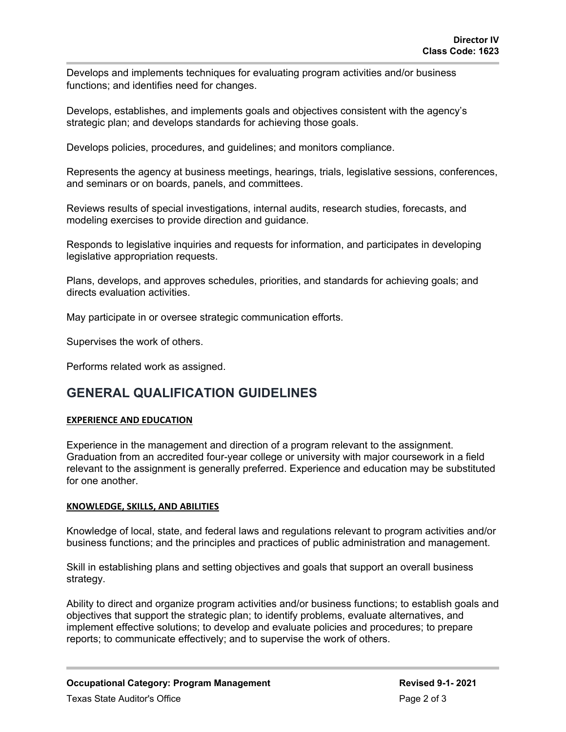Develops and implements techniques for evaluating program activities and/or business functions; and identifies need for changes.

Develops, establishes, and implements goals and objectives consistent with the agency's strategic plan; and develops standards for achieving those goals.

Develops policies, procedures, and guidelines; and monitors compliance.

Represents the agency at business meetings, hearings, trials, legislative sessions, conferences, and seminars or on boards, panels, and committees.

Reviews results of special investigations, internal audits, research studies, forecasts, and modeling exercises to provide direction and guidance.

Responds to legislative inquiries and requests for information, and participates in developing legislative appropriation requests.

Plans, develops, and approves schedules, priorities, and standards for achieving goals; and directs evaluation activities.

May participate in or oversee strategic communication efforts.

Supervises the work of others.

Performs related work as assigned.

## GENERAL QUALIFICATION GUIDELINES

### EXPERIENCE AND EDUCATION

Experience in the management and direction of a program relevant to the assignment. Graduation from an accredited four-year college or university with major coursework in a field relevant to the assignment is generally preferred. Experience and education may be substituted for one another.

### KNOWLEDGE, SKILLS, AND ABILITIES

Knowledge of local, state, and federal laws and regulations relevant to program activities and/or business functions; and the principles and practices of public administration and management.

Skill in establishing plans and setting objectives and goals that support an overall business strategy.

Ability to direct and organize program activities and/or business functions; to establish goals and objectives that support the strategic plan; to identify problems, evaluate alternatives, and implement effective solutions; to develop and evaluate policies and procedures; to prepare reports; to communicate effectively; and to supervise the work of others.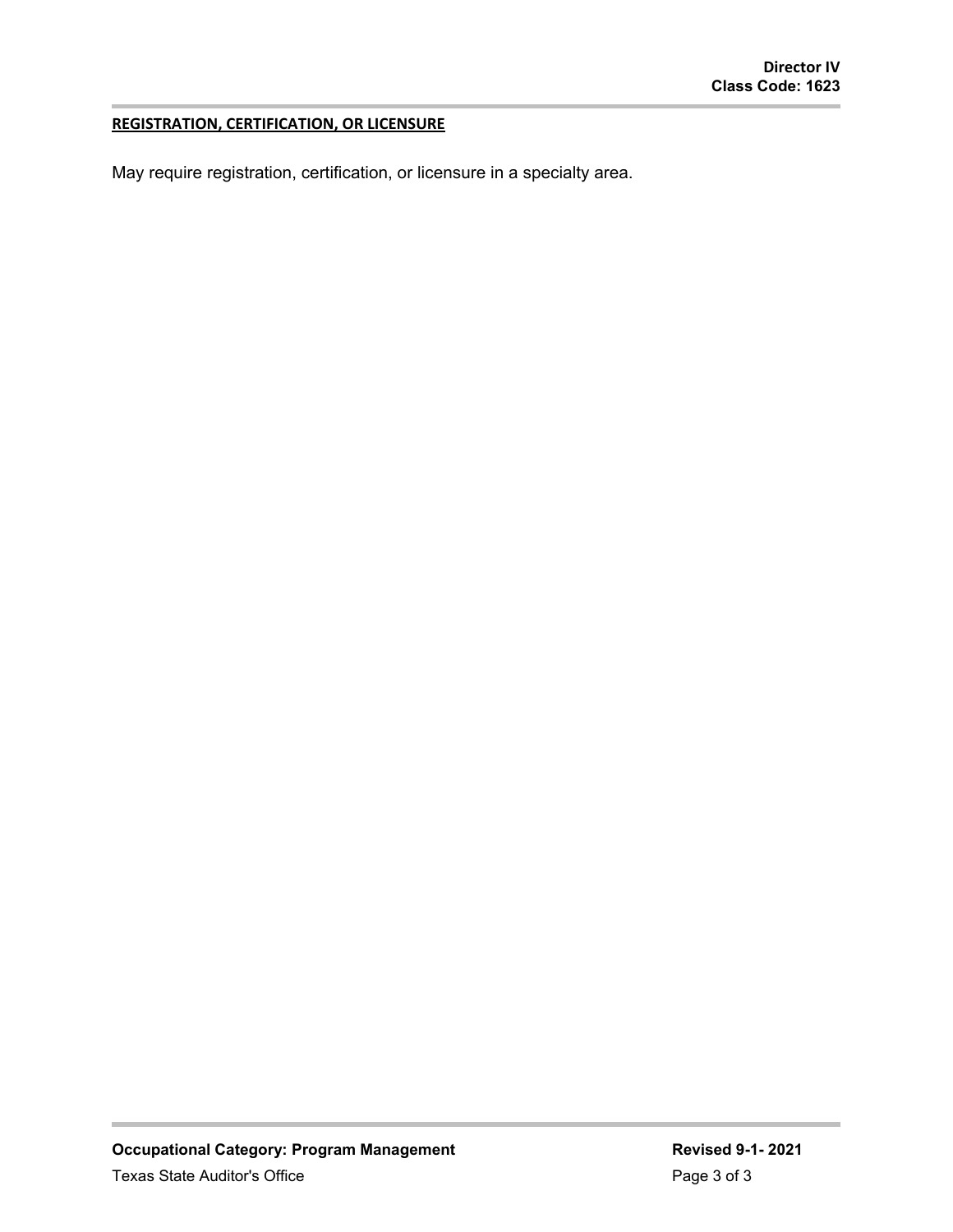## REGISTRATION, CERTIFICATION, OR LICENSURE

May require registration, certification, or licensure in a specialty area.